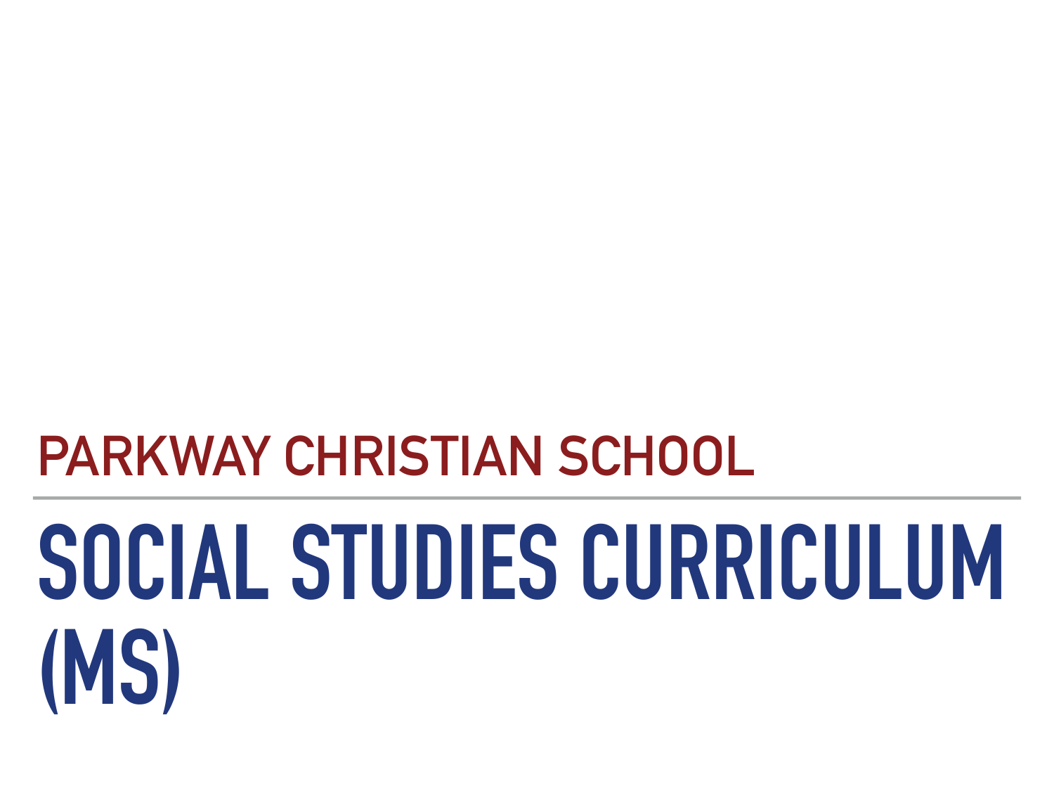## PARKWAY CHRISTIAN SCHOOL

# SOCIAL STUDIES CURRICULUM (MS)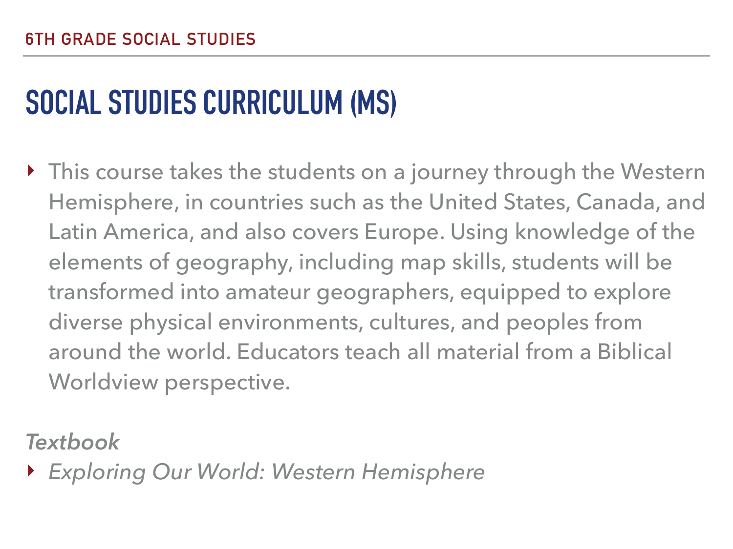6TH GRADE SOCIAL STUDIES

# SOCIAL STUDIES CURRICULUM (MS)

- This course takes the students on a journey through the Western Hemisphere, in countries such as the United States, Canada, and Latin America, and also covers Europe. Using knowledge of the elements of geography, including map skills, students will be transformed into amateur geographers, equipped to explore diverse physical environments, cultures, and peoples from around the world. Educators teach all material from a Biblical Worldview perspective.

*Textbook*

- *Exploring Our World: Western Hemisphere*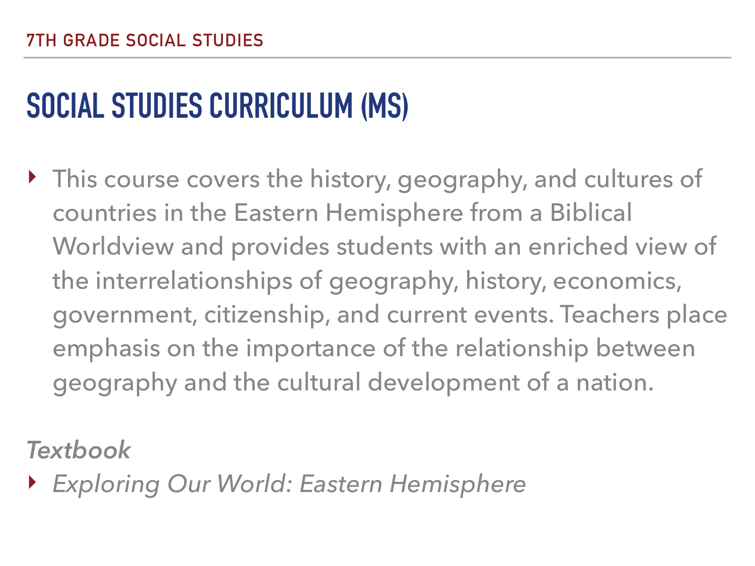# SOCIAL STUDIES CURRICULUM (MS)

- This course covers the history, geography, and cultures of countries in the Eastern Hemisphere from a Biblical Worldview and provides students with an enriched view of the interrelationships of geography, history, economics, government, citizenship, and current events. Teachers place emphasis on the importance of the relationship between geography and the cultural development of a nation.

*Textbook*

- *Exploring Our World: Eastern Hemisphere*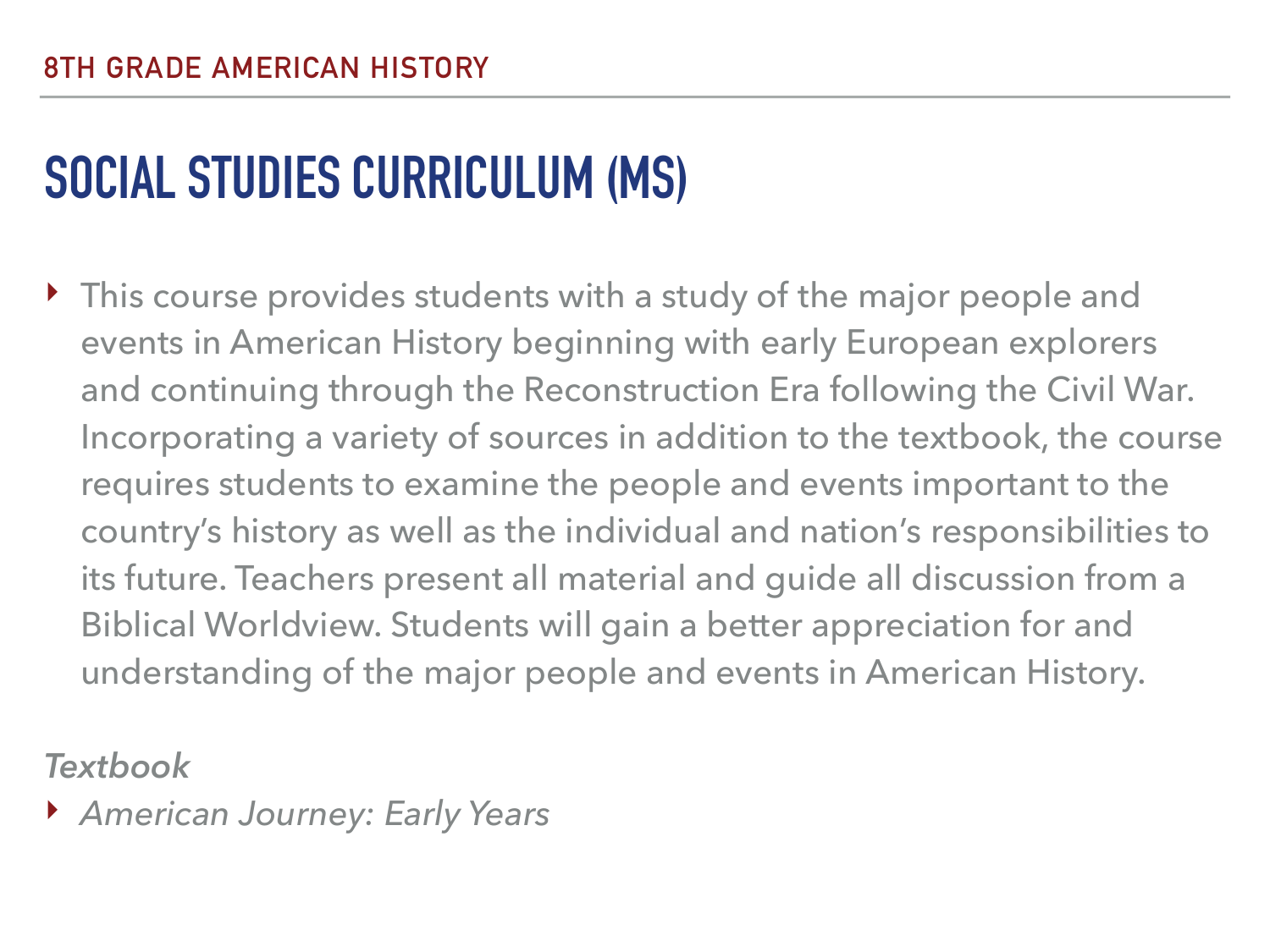8TH GRADE AMERICAN HISTORY

# SOCIAL STUDIES CURRICULUM (MS)

- This course provides students with a study of the major people and events in American History beginning with early European explorers and continuing through the Reconstruction Era following the Civil War. Incorporating a variety of sources in addition to the textbook, the course requires students to examine the people and events important to the country's history as well as the individual and nation's responsibilities to its future. Teachers present all material and guide all discussion from a Biblical Worldview. Students will gain a better appreciation for and understanding of the major people and events in American History.

*Textbook*

- *American Journey: Early Years*